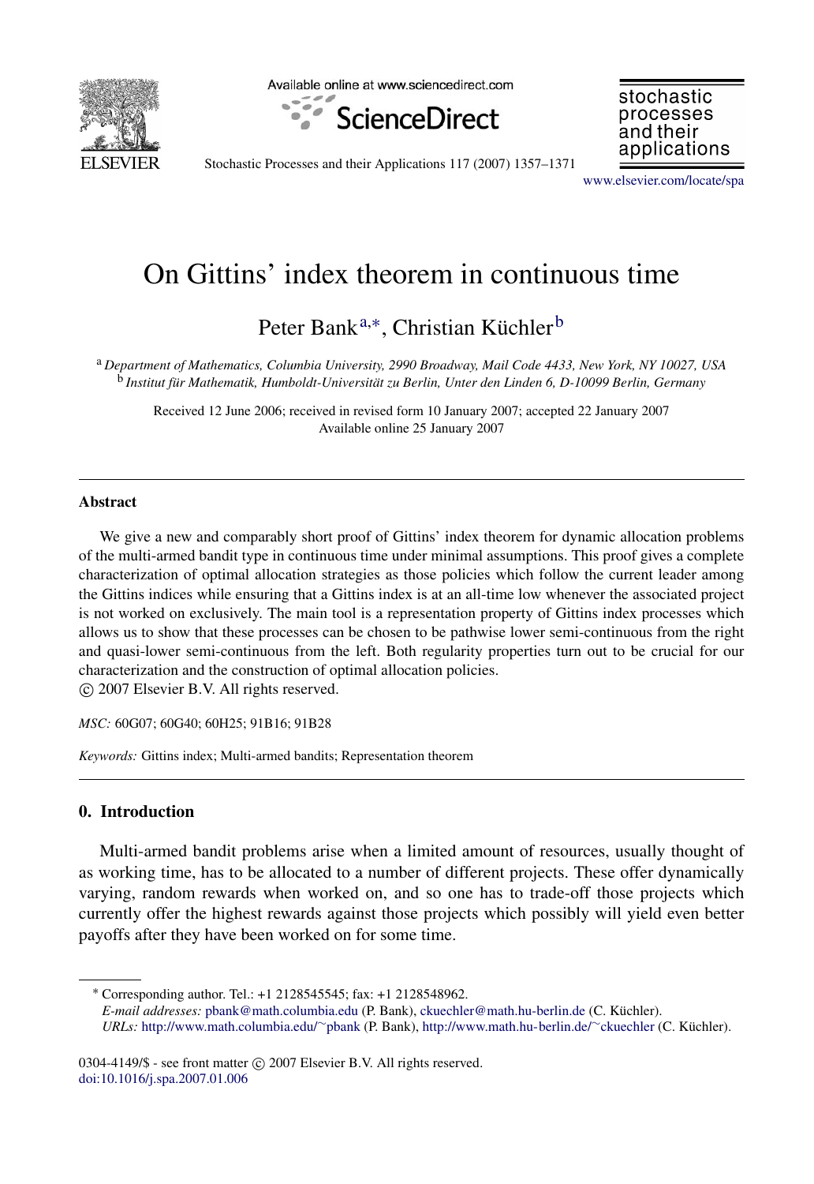# On Gittins' index theorem in continuous time

Peter Bank[a,*], Christian Küchler[b]

[a] *Department of Mathematics, Columbia University, 2990 Broadway, Mail Code 4433, New York, NY 10027, USA*
[b] *Institut für Mathematik, Humboldt-Universität zu Berlin, Unter den Linden 6, D-10099 Berlin, Germany*

Received 12 June 2006; received in revised form 10 January 2007; accepted 22 January 2007
Available online 25 January 2007

## Abstract

We give a new and comparably short proof of Gittins' index theorem for dynamic allocation problems of the multi-armed bandit type in continuous time under minimal assumptions. This proof gives a complete characterization of optimal allocation strategies as those policies which follow the current leader among the Gittins indices while ensuring that a Gittins index is at an all-time low whenever the associated project is not worked on exclusively. The main tool is a representation property of Gittins index processes which allows us to show that these processes can be chosen to be pathwise lower semi-continuous from the right and quasi-lower semi-continuous from the left. Both regularity properties turn out to be crucial for our characterization and the construction of optimal allocation policies.
© 2007 Elsevier B.V. All rights reserved.

*MSC:* 60G07; 60G40; 60H25; 91B16; 91B28

*Keywords:* Gittins index; Multi-armed bandits; Representation theorem

## 0. Introduction

Multi-armed bandit problems arise when a limited amount of resources, usually thought of as working time, has to be allocated to a number of different projects. These offer dynamically varying, random rewards when worked on, and so one has to trade-off those projects which currently offer the highest rewards against those projects which possibly will yield even better payoffs after they have been worked on for some time.

* Corresponding author. Tel.: +1 2128545545; fax: +1 2128548962.
*E-mail addresses:* pbank@math.columbia.edu (P. Bank), ckuechler@math.hu-berlin.de (C. Küchler).
*URLs:* http://www.math.columbia.edu/~pbank (P. Bank), http://www.math.hu-berlin.de/~ckuechler (C. Küchler).

0304-4149/$ - see front matter © 2007 Elsevier B.V. All rights reserved.
doi:10.1016/j.spa.2007.01.006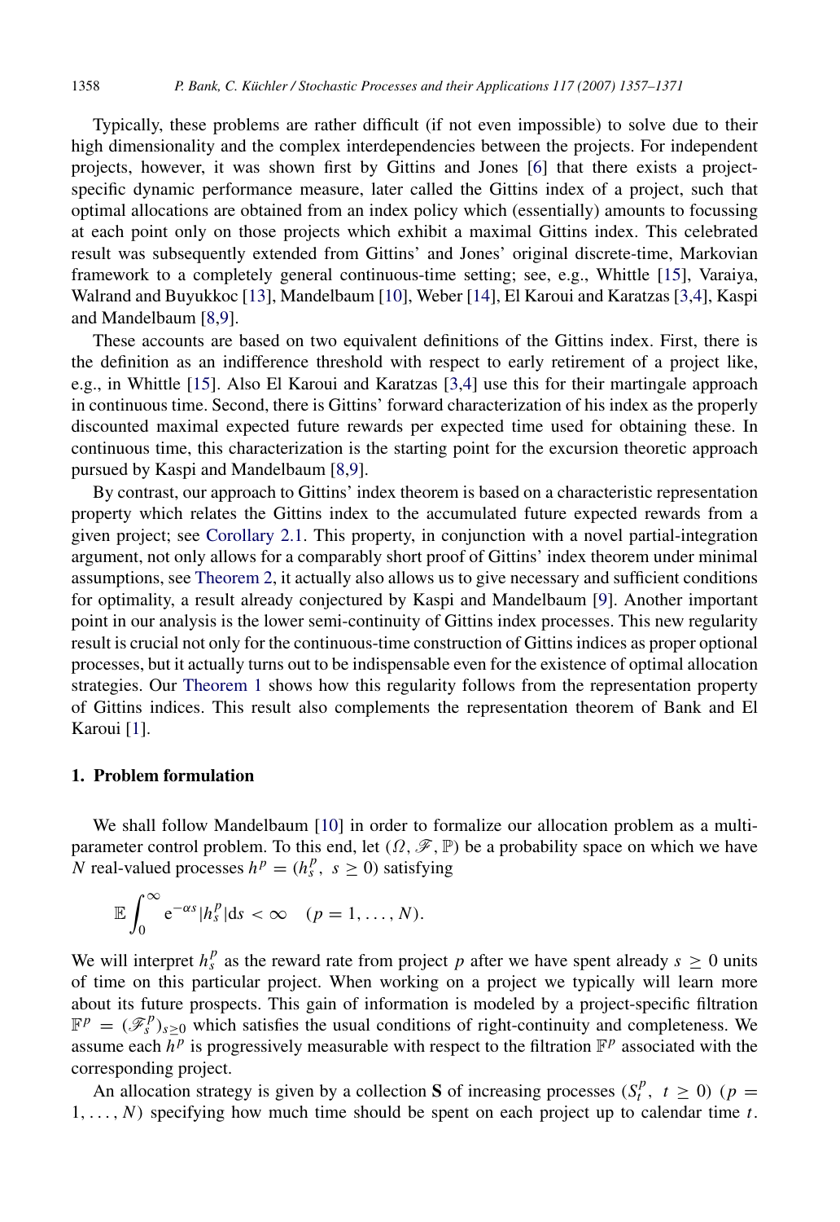Typically, these problems are rather difficult (if not even impossible) to solve due to their high dimensionality and the complex interdependencies between the projects. For independent projects, however, it was shown first by Gittins and Jones [6] that there exists a project-specific dynamic performance measure, later called the Gittins index of a project, such that optimal allocations are obtained from an index policy which (essentially) amounts to focussing at each point only on those projects which exhibit a maximal Gittins index. This celebrated result was subsequently extended from Gittins' and Jones' original discrete-time, Markovian framework to a completely general continuous-time setting; see, e.g., Whittle [15], Varaiya, Walrand and Buyukkoc [13], Mandelbaum [10], Weber [14], El Karoui and Karatzas [3,4], Kaspi and Mandelbaum [8,9].

These accounts are based on two equivalent definitions of the Gittins index. First, there is the definition as an indifference threshold with respect to early retirement of a project like, e.g., in Whittle [15]. Also El Karoui and Karatzas [3,4] use this for their martingale approach in continuous time. Second, there is Gittins' forward characterization of his index as the properly discounted maximal expected future rewards per expected time used for obtaining these. In continuous time, this characterization is the starting point for the excursion theoretic approach pursued by Kaspi and Mandelbaum [8,9].

By contrast, our approach to Gittins' index theorem is based on a characteristic representation property which relates the Gittins index to the accumulated future expected rewards from a given project; see Corollary 2.1. This property, in conjunction with a novel partial-integration argument, not only allows for a comparably short proof of Gittins' index theorem under minimal assumptions, see Theorem 2, it actually also allows us to give necessary and sufficient conditions for optimality, a result already conjectured by Kaspi and Mandelbaum [9]. Another important point in our analysis is the lower semi-continuity of Gittins index processes. This new regularity result is crucial not only for the continuous-time construction of Gittins indices as proper optional processes, but it actually turns out to be indispensable even for the existence of optimal allocation strategies. Our Theorem 1 shows how this regularity follows from the representation property of Gittins indices. This result also complements the representation theorem of Bank and El Karoui [1].

## 1. Problem formulation

We shall follow Mandelbaum [10] in order to formalize our allocation problem as a multi-parameter control problem. To this end, let $(\Omega, \mathscr{F}, \mathbb{P})$ be a probability space on which we have $N$ real-valued processes $h^p = (h^p_s,\ s \geq 0)$ satisfying

$$\mathbb{E} \int_0^\infty \mathrm{e}^{-\alpha s} |h^p_s| \mathrm{d}s < \infty \quad (p = 1, \dots, N).$$

We will interpret $h^p_s$ as the reward rate from project $p$ after we have spent already $s \geq 0$ units of time on this particular project. When working on a project we typically will learn more about its future prospects. This gain of information is modeled by a project-specific filtration $\mathbb{F}^p = (\mathscr{F}^p_s)_{s \geq 0}$ which satisfies the usual conditions of right-continuity and completeness. We assume each $h^p$ is progressively measurable with respect to the filtration $\mathbb{F}^p$ associated with the corresponding project.

An allocation strategy is given by a collection $\mathbf{S}$ of increasing processes $(S^p_t,\ t \geq 0)$ $(p = 1, \dots, N)$ specifying how much time should be spent on each project up to calendar time $t$.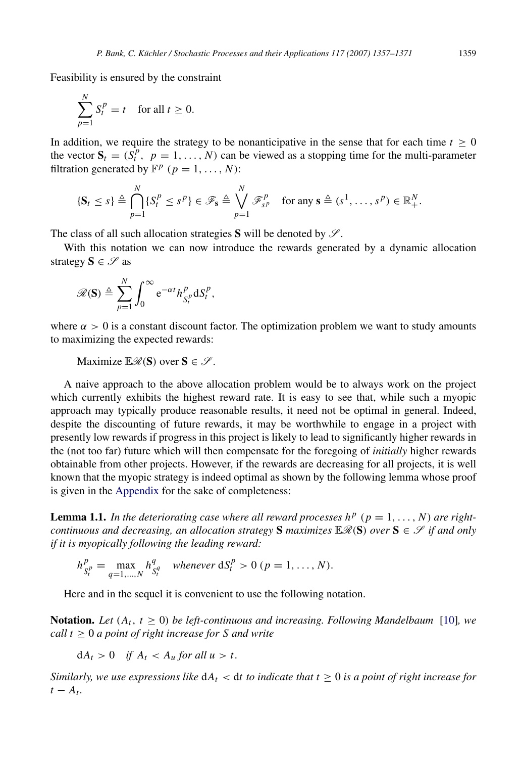Feasibility is ensured by the constraint

$$\sum_{p=1}^{N} S_t^p = t \quad \text{for all } t \geq 0.$$

In addition, we require the strategy to be nonanticipative in the sense that for each time $t \geq 0$ the vector $\mathbf{S}_t = (S_t^p,\ p = 1, \ldots, N)$ can be viewed as a stopping time for the multi-parameter filtration generated by $\mathbb{F}^p$ $(p = 1, \ldots, N)$:

$$\{\mathbf{S}_t \leq s\} \triangleq \bigcap_{p=1}^{N} \{S_t^p \leq s^p\} \in \mathscr{F}_{\mathbf{s}} \triangleq \bigvee_{p=1}^{N} \mathscr{F}_{s^p}^p \quad \text{for any } \mathbf{s} \triangleq (s^1, \ldots, s^p) \in \mathbb{R}_+^N.$$

The class of all such allocation strategies $\mathbf{S}$ will be denoted by $\mathscr{S}$.

With this notation we can now introduce the rewards generated by a dynamic allocation strategy $\mathbf{S} \in \mathscr{S}$ as

$$\mathscr{R}(\mathbf{S}) \triangleq \sum_{p=1}^{N} \int_0^\infty \mathrm{e}^{-\alpha t} h_{S_t^p}^p \mathrm{d}S_t^p,$$

where $\alpha > 0$ is a constant discount factor. The optimization problem we want to study amounts to maximizing the expected rewards:

Maximize $\mathbb{E}\mathscr{R}(\mathbf{S})$ over $\mathbf{S} \in \mathscr{S}$.

A naive approach to the above allocation problem would be to always work on the project which currently exhibits the highest reward rate. It is easy to see that, while such a myopic approach may typically produce reasonable results, it need not be optimal in general. Indeed, despite the discounting of future rewards, it may be worthwhile to engage in a project with presently low rewards if progress in this project is likely to lead to significantly higher rewards in the (not too far) future which will then compensate for the foregoing of *initially* higher rewards obtainable from other projects. However, if the rewards are decreasing for all projects, it is well known that the myopic strategy is indeed optimal as shown by the following lemma whose proof is given in the Appendix for the sake of completeness:

**Lemma 1.1.** *In the deteriorating case where all reward processes $h^p$ $(p = 1, \ldots, N)$ are right-continuous and decreasing, an allocation strategy $\mathbf{S}$ maximizes $\mathbb{E}\mathscr{R}(\mathbf{S})$ over $\mathbf{S} \in \mathscr{S}$ if and only if it is myopically following the leading reward:*

$$h_{S_t^p}^p = \max_{q=1,\ldots,N} h_{S_t^q}^q \quad \textit{whenever } \mathrm{d}S_t^p > 0\ (p = 1, \ldots, N).$$

Here and in the sequel it is convenient to use the following notation.

**Notation.** *Let $(A_t,\ t \geq 0)$ be left-continuous and increasing. Following Mandelbaum [10], we call $t \geq 0$ a point of right increase for $S$ and write*

$$\mathrm{d}A_t > 0 \quad \textit{if } A_t < A_u \textit{ for all } u > t.$$

*Similarly, we use expressions like $\mathrm{d}A_t < \mathrm{d}t$ to indicate that $t \geq 0$ is a point of right increase for $t - A_t$.*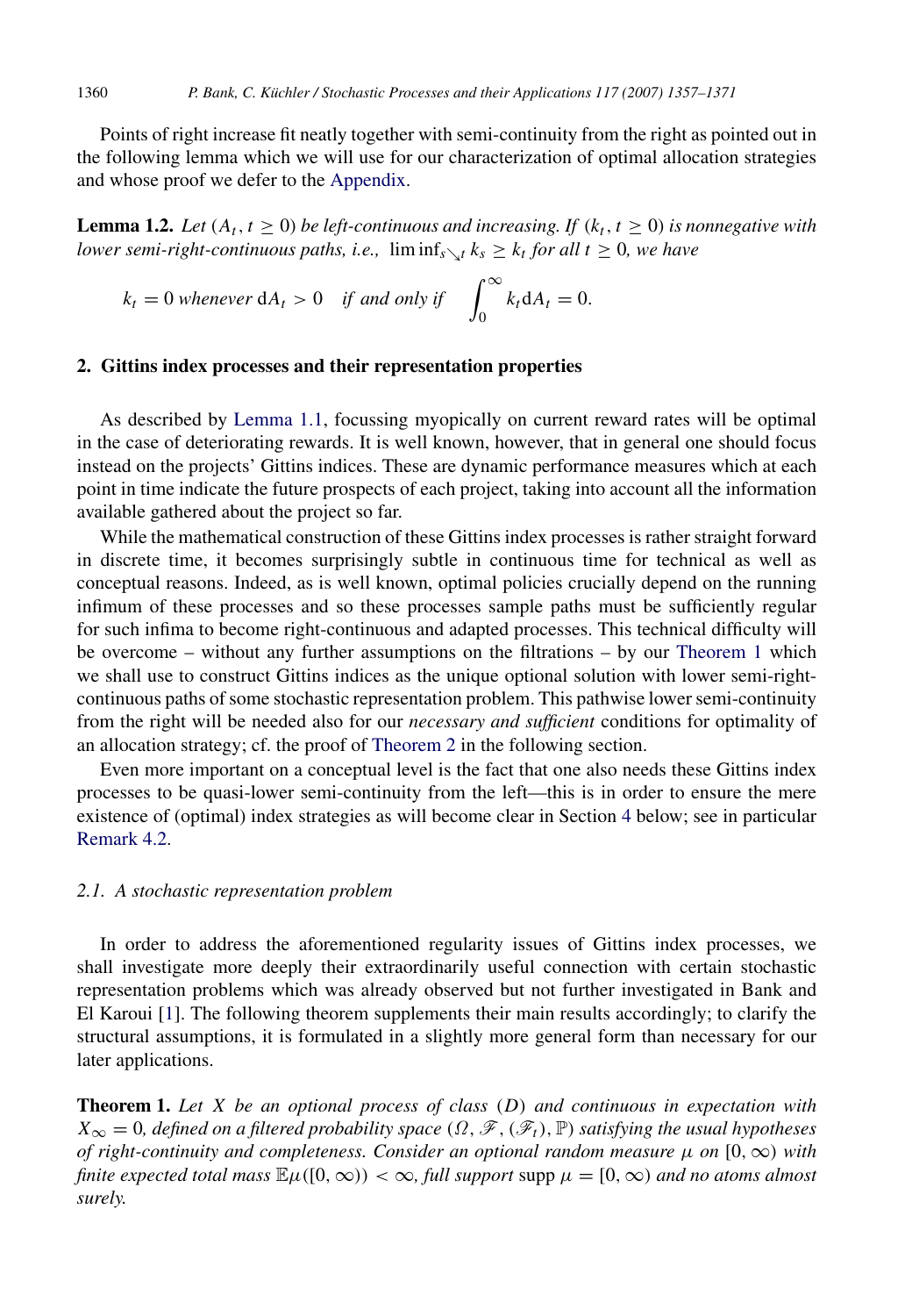Points of right increase fit neatly together with semi-continuity from the right as pointed out in the following lemma which we will use for our characterization of optimal allocation strategies and whose proof we defer to the Appendix.

**Lemma 1.2.** *Let $(A_t, t \geq 0)$ be left-continuous and increasing. If $(k_t, t \geq 0)$ is nonnegative with lower semi-right-continuous paths, i.e., $\liminf_{s \searrow t} k_s \geq k_t$ for all $t \geq 0$, we have*

$$k_t = 0 \text{ whenever } \mathrm{d}A_t > 0 \quad \text{if and only if} \quad \int_0^\infty k_t \mathrm{d}A_t = 0.$$

## 2. Gittins index processes and their representation properties

As described by Lemma 1.1, focussing myopically on current reward rates will be optimal in the case of deteriorating rewards. It is well known, however, that in general one should focus instead on the projects' Gittins indices. These are dynamic performance measures which at each point in time indicate the future prospects of each project, taking into account all the information available gathered about the project so far.

While the mathematical construction of these Gittins index processes is rather straight forward in discrete time, it becomes surprisingly subtle in continuous time for technical as well as conceptual reasons. Indeed, as is well known, optimal policies crucially depend on the running infimum of these processes and so these processes sample paths must be sufficiently regular for such infima to become right-continuous and adapted processes. This technical difficulty will be overcome – without any further assumptions on the filtrations – by our Theorem 1 which we shall use to construct Gittins indices as the unique optional solution with lower semi-right-continuous paths of some stochastic representation problem. This pathwise lower semi-continuity from the right will be needed also for our *necessary and sufficient* conditions for optimality of an allocation strategy; cf. the proof of Theorem 2 in the following section.

Even more important on a conceptual level is the fact that one also needs these Gittins index processes to be quasi-lower semi-continuity from the left—this is in order to ensure the mere existence of (optimal) index strategies as will become clear in Section 4 below; see in particular Remark 4.2.

### 2.1. A stochastic representation problem

In order to address the aforementioned regularity issues of Gittins index processes, we shall investigate more deeply their extraordinarily useful connection with certain stochastic representation problems which was already observed but not further investigated in Bank and El Karoui [1]. The following theorem supplements their main results accordingly; to clarify the structural assumptions, it is formulated in a slightly more general form than necessary for our later applications.

**Theorem 1.** *Let $X$ be an optional process of class $(D)$ and continuous in expectation with $X_\infty = 0$, defined on a filtered probability space $(\Omega, \mathscr{F}, (\mathscr{F}_t), \mathbb{P})$ satisfying the usual hypotheses of right-continuity and completeness. Consider an optional random measure $\mu$ on $[0, \infty)$ with finite expected total mass $\mathbb{E}\mu([0, \infty)) < \infty$, full support $\operatorname{supp} \mu = [0, \infty)$ and no atoms almost surely.*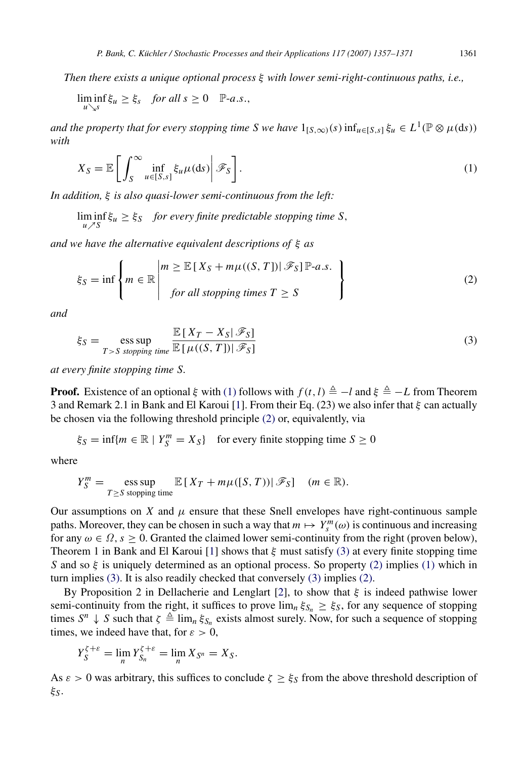*Then there exists a unique optional process* $\xi$ *with lower semi-right-continuous paths, i.e.,*

$$\liminf_{u \searrow s} \xi_u \geq \xi_s \quad \text{for all } s \geq 0 \quad \mathbb{P}\text{-a.s.},$$

*and the property that for every stopping time* $S$ *we have* $1_{[S,\infty)}(s) \inf_{u \in [S,s]} \xi_u \in L^1(\mathbb{P} \otimes \mu(\mathrm{d}s))$ *with*

$$X_S = \mathbb{E}\left[ \int_S^\infty \inf_{u \in [S,s]} \xi_u \mu(\mathrm{d}s) \,\middle|\, \mathscr{F}_S \right]. \tag{1}$$

*In addition,* $\xi$ *is also quasi-lower semi-continuous from the left:*

$$\liminf_{u \nearrow S} \xi_u \geq \xi_S \quad \text{for every finite predictable stopping time } S,$$

*and we have the alternative equivalent descriptions of* $\xi$ *as*

$$\xi_S = \inf \left\{ m \in \mathbb{R} \,\middle|\, \begin{array}{l} m \geq \mathbb{E}[X_S + m\mu((S,T]) | \mathscr{F}_S] \,\mathbb{P}\text{-a.s.} \\ \text{for all stopping times } T \geq S \end{array} \right\} \tag{2}$$

*and*

$$\xi_S = \operatorname*{ess\,sup}_{T > S \text{ stopping time}} \frac{\mathbb{E}[X_T - X_S | \mathscr{F}_S]}{\mathbb{E}[\mu((S,T]) | \mathscr{F}_S]} \tag{3}$$

*at every finite stopping time* $S$.

**Proof.** Existence of an optional $\xi$ with (1) follows with $f(t,l) \triangleq -l$ and $\xi \triangleq -L$ from Theorem 3 and Remark 2.1 in Bank and El Karoui [1]. From their Eq. (23) we also infer that $\xi$ can actually be chosen via the following threshold principle (2) or, equivalently, via

$$\xi_S = \inf\{m \in \mathbb{R} \mid Y_S^m = X_S\} \quad \text{for every finite stopping time } S \geq 0$$

where

$$Y_S^m = \operatorname*{ess\,sup}_{T \geq S \text{ stopping time}} \mathbb{E}[X_T + m\mu([S,T)) | \mathscr{F}_S] \quad (m \in \mathbb{R}).$$

Our assumptions on $X$ and $\mu$ ensure that these Snell envelopes have right-continuous sample paths. Moreover, they can be chosen in such a way that $m \mapsto Y_s^m(\omega)$ is continuous and increasing for any $\omega \in \Omega$, $s \geq 0$. Granted the claimed lower semi-continuity from the right (proven below), Theorem 1 in Bank and El Karoui [1] shows that $\xi$ must satisfy (3) at every finite stopping time $S$ and so $\xi$ is uniquely determined as an optional process. So property (2) implies (1) which in turn implies (3). It is also readily checked that conversely (3) implies (2).

By Proposition 2 in Dellacherie and Lenglart [2], to show that $\xi$ is indeed pathwise lower semi-continuity from the right, it suffices to prove $\lim_n \xi_{S_n} \geq \xi_S$, for any sequence of stopping times $S^n \downarrow S$ such that $\zeta \triangleq \lim_n \xi_{S_n}$ exists almost surely. Now, for such a sequence of stopping times, we indeed have that, for $\varepsilon > 0$,

$$Y_S^{\zeta+\varepsilon} = \lim_n Y_{S_n}^{\zeta+\varepsilon} = \lim_n X_{S^n} = X_S.$$

As $\varepsilon > 0$ was arbitrary, this suffices to conclude $\zeta \geq \xi_S$ from the above threshold description of $\xi_S$.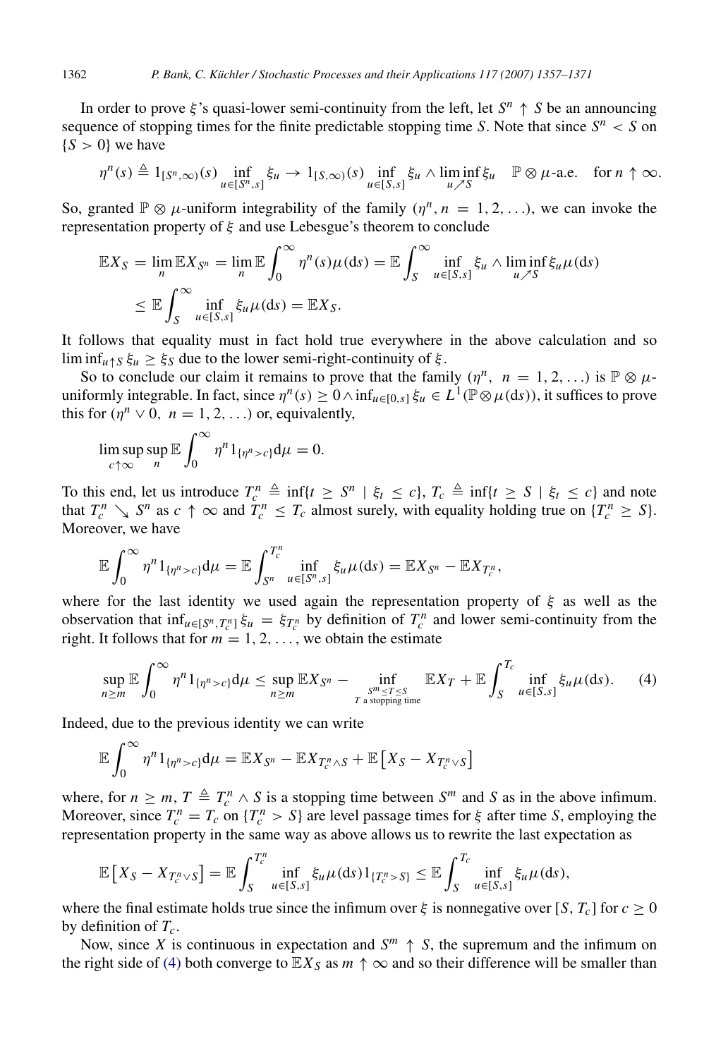In order to prove $\xi$'s quasi-lower semi-continuity from the left, let $S^n \uparrow S$ be an announcing sequence of stopping times for the finite predictable stopping time $S$. Note that since $S^n < S$ on $\{S > 0\}$ we have

$$\eta^n(s) \triangleq 1_{[S^n,\infty)}(s) \inf_{u\in[S^n,s]} \xi_u \to 1_{[S,\infty)}(s) \inf_{u\in[S,s]} \xi_u \wedge \liminf_{u\nearrow S} \xi_u \quad \mathbb{P}\otimes\mu\text{-a.e.} \quad \text{for } n\uparrow\infty.$$

So, granted $\mathbb{P}\otimes\mu$-uniform integrability of the family $(\eta^n, n = 1, 2, \ldots)$, we can invoke the representation property of $\xi$ and use Lebesgue's theorem to conclude

$$\begin{aligned}
\mathbb{E}X_S &= \lim_n \mathbb{E}X_{S^n} = \lim_n \mathbb{E}\int_0^\infty \eta^n(s)\mu(\mathrm{d}s) = \mathbb{E}\int_S^\infty \inf_{u\in[S,s]} \xi_u \wedge \liminf_{u\nearrow S} \xi_u \mu(\mathrm{d}s) \\
&\le \mathbb{E}\int_S^\infty \inf_{u\in[S,s]} \xi_u \mu(\mathrm{d}s) = \mathbb{E}X_S.
\end{aligned}$$

It follows that equality must in fact hold true everywhere in the above calculation and so $\liminf_{u\uparrow S} \xi_u \ge \xi_S$ due to the lower semi-right-continuity of $\xi$.

So to conclude our claim it remains to prove that the family $(\eta^n,\ n = 1, 2, \ldots)$ is $\mathbb{P}\otimes\mu$-uniformly integrable. In fact, since $\eta^n(s) \ge 0 \wedge \inf_{u\in[0,s]} \xi_u \in L^1(\mathbb{P}\otimes\mu(\mathrm{d}s))$, it suffices to prove this for $(\eta^n \vee 0,\ n = 1, 2, \ldots)$ or, equivalently,

$$\limsup_{c\uparrow\infty} \sup_n \mathbb{E}\int_0^\infty \eta^n 1_{\{\eta^n > c\}} \mathrm{d}\mu = 0.$$

To this end, let us introduce $T_c^n \triangleq \inf\{t \ge S^n \mid \xi_t \le c\}$, $T_c \triangleq \inf\{t \ge S \mid \xi_t \le c\}$ and note that $T_c^n \searrow S^n$ as $c \uparrow \infty$ and $T_c^n \le T_c$ almost surely, with equality holding true on $\{T_c^n \ge S\}$. Moreover, we have

$$\mathbb{E}\int_0^\infty \eta^n 1_{\{\eta^n > c\}} \mathrm{d}\mu = \mathbb{E}\int_{S^n}^{T_c^n} \inf_{u\in[S^n,s]} \xi_u \mu(\mathrm{d}s) = \mathbb{E}X_{S^n} - \mathbb{E}X_{T_c^n},$$

where for the last identity we used again the representation property of $\xi$ as well as the observation that $\inf_{u\in[S^n,T_c^n]} \xi_u = \xi_{T_c^n}$ by definition of $T_c^n$ and lower semi-continuity from the right. It follows that for $m = 1, 2, \ldots$, we obtain the estimate

$$\sup_{n\ge m} \mathbb{E}\int_0^\infty \eta^n 1_{\{\eta^n > c\}} \mathrm{d}\mu \le \sup_{n\ge m} \mathbb{E}X_{S^n} - \inf_{\substack{S^m \le T \le S \\ T \text{ a stopping time}}} \mathbb{E}X_T + \mathbb{E}\int_S^{T_c} \inf_{u\in[S,s]} \xi_u \mu(\mathrm{d}s). \tag{4}$$

Indeed, due to the previous identity we can write

$$\mathbb{E}\int_0^\infty \eta^n 1_{\{\eta^n > c\}} \mathrm{d}\mu = \mathbb{E}X_{S^n} - \mathbb{E}X_{T_c^n \wedge S} + \mathbb{E}\left[X_S - X_{T_c^n \vee S}\right]$$

where, for $n \ge m$, $T \triangleq T_c^n \wedge S$ is a stopping time between $S^m$ and $S$ as in the above infimum. Moreover, since $T_c^n = T_c$ on $\{T_c^n > S\}$ are level passage times for $\xi$ after time $S$, employing the representation property in the same way as above allows us to rewrite the last expectation as

$$\mathbb{E}\left[X_S - X_{T_c^n \vee S}\right] = \mathbb{E}\int_S^{T_c^n} \inf_{u\in[S,s]} \xi_u \mu(\mathrm{d}s) 1_{\{T_c^n > S\}} \le \mathbb{E}\int_S^{T_c} \inf_{u\in[S,s]} \xi_u \mu(\mathrm{d}s),$$

where the final estimate holds true since the infimum over $\xi$ is nonnegative over $[S, T_c]$ for $c \ge 0$ by definition of $T_c$.

Now, since $X$ is continuous in expectation and $S^m \uparrow S$, the supremum and the infimum on the right side of (4) both converge to $\mathbb{E}X_S$ as $m \uparrow \infty$ and so their difference will be smaller than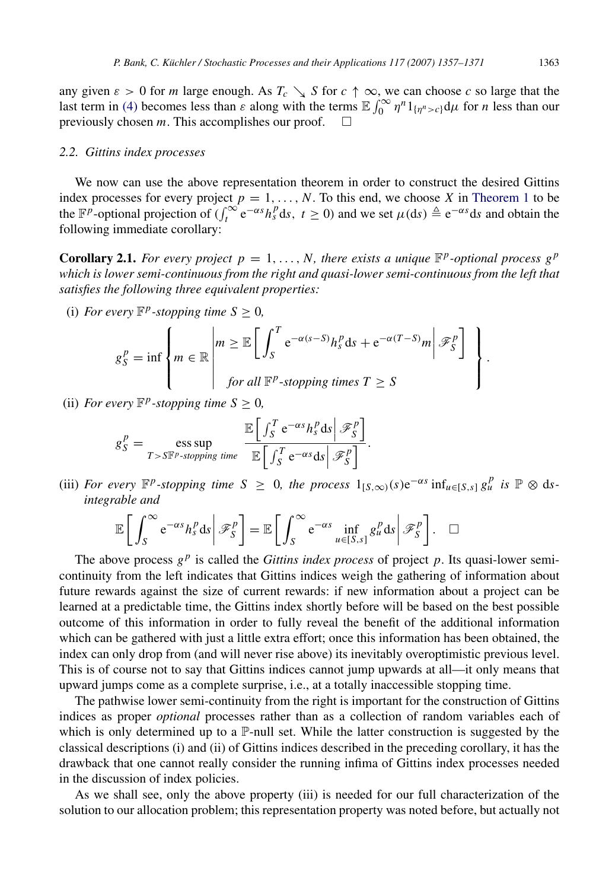any given $\varepsilon > 0$ for $m$ large enough. As $T_c \searrow S$ for $c \uparrow \infty$, we can choose $c$ so large that the last term in (4) becomes less than $\varepsilon$ along with the terms $\mathbb{E} \int_0^\infty \eta^n 1_{\{\eta^n > c\}} \mathrm{d}\mu$ for $n$ less than our previously chosen $m$. This accomplishes our proof. $\square$

### 2.2. Gittins index processes

We now can use the above representation theorem in order to construct the desired Gittins index processes for every project $p = 1, \ldots, N$. To this end, we choose $X$ in Theorem 1 to be the $\mathbb{F}^p$-optional projection of $(\int_t^\infty \mathrm{e}^{-\alpha s} h_s^p \mathrm{d}s,\ t \geq 0)$ and we set $\mu(\mathrm{d}s) \triangleq \mathrm{e}^{-\alpha s} \mathrm{d}s$ and obtain the following immediate corollary:

**Corollary 2.1.** *For every project $p = 1, \ldots, N$, there exists a unique $\mathbb{F}^p$-optional process $g^p$ which is lower semi-continuous from the right and quasi-lower semi-continuous from the left that satisfies the following three equivalent properties:*

(i) *For every $\mathbb{F}^p$-stopping time $S \geq 0$,*

$$g_S^p = \inf \left\{ m \in \mathbb{R} \;\middle|\; \begin{array}{l} m \geq \mathbb{E}\left[ \int_S^T \mathrm{e}^{-\alpha(s-S)} h_s^p \mathrm{d}s + \mathrm{e}^{-\alpha(T-S)} m \,\middle|\, \mathscr{F}_S^p \right] \\ \text{for all } \mathbb{F}^p\text{-stopping times } T \geq S \end{array} \right\}.$$

(ii) *For every $\mathbb{F}^p$-stopping time $S \geq 0$,*

$$g_S^p = \operatorname*{ess\,sup}_{T > S\,\mathbb{F}^p\text{-stopping time}} \frac{\mathbb{E}\left[ \int_S^T \mathrm{e}^{-\alpha s} h_s^p \mathrm{d}s \,\middle|\, \mathscr{F}_S^p \right]}{\mathbb{E}\left[ \int_S^T \mathrm{e}^{-\alpha s} \mathrm{d}s \,\middle|\, \mathscr{F}_S^p \right]}.$$

(iii) *For every $\mathbb{F}^p$-stopping time $S \geq 0$, the process $1_{[S,\infty)}(s) \mathrm{e}^{-\alpha s} \inf_{u \in [S,s]} g_u^p$ is $\mathbb{P} \otimes \mathrm{d}s$-integrable and*

$$\mathbb{E}\left[ \int_S^\infty \mathrm{e}^{-\alpha s} h_s^p \mathrm{d}s \,\middle|\, \mathscr{F}_S^p \right] = \mathbb{E}\left[ \int_S^\infty \mathrm{e}^{-\alpha s} \inf_{u \in [S,s]} g_u^p \mathrm{d}s \,\middle|\, \mathscr{F}_S^p \right]. \quad \square$$

The above process $g^p$ is called the *Gittins index process* of project $p$. Its quasi-lower semi-continuity from the left indicates that Gittins indices weigh the gathering of information about future rewards against the size of current rewards: if new information about a project can be learned at a predictable time, the Gittins index shortly before will be based on the best possible outcome of this information in order to fully reveal the benefit of the additional information which can be gathered with just a little extra effort; once this information has been obtained, the index can only drop from (and will never rise above) its inevitably overoptimistic previous level. This is of course not to say that Gittins indices cannot jump upwards at all—it only means that upward jumps come as a complete surprise, i.e., at a totally inaccessible stopping time.

The pathwise lower semi-continuity from the right is important for the construction of Gittins indices as proper *optional* processes rather than as a collection of random variables each of which is only determined up to a $\mathbb{P}$-null set. While the latter construction is suggested by the classical descriptions (i) and (ii) of Gittins indices described in the preceding corollary, it has the drawback that one cannot really consider the running infima of Gittins index processes needed in the discussion of index policies.

As we shall see, only the above property (iii) is needed for our full characterization of the solution to our allocation problem; this representation property was noted before, but actually not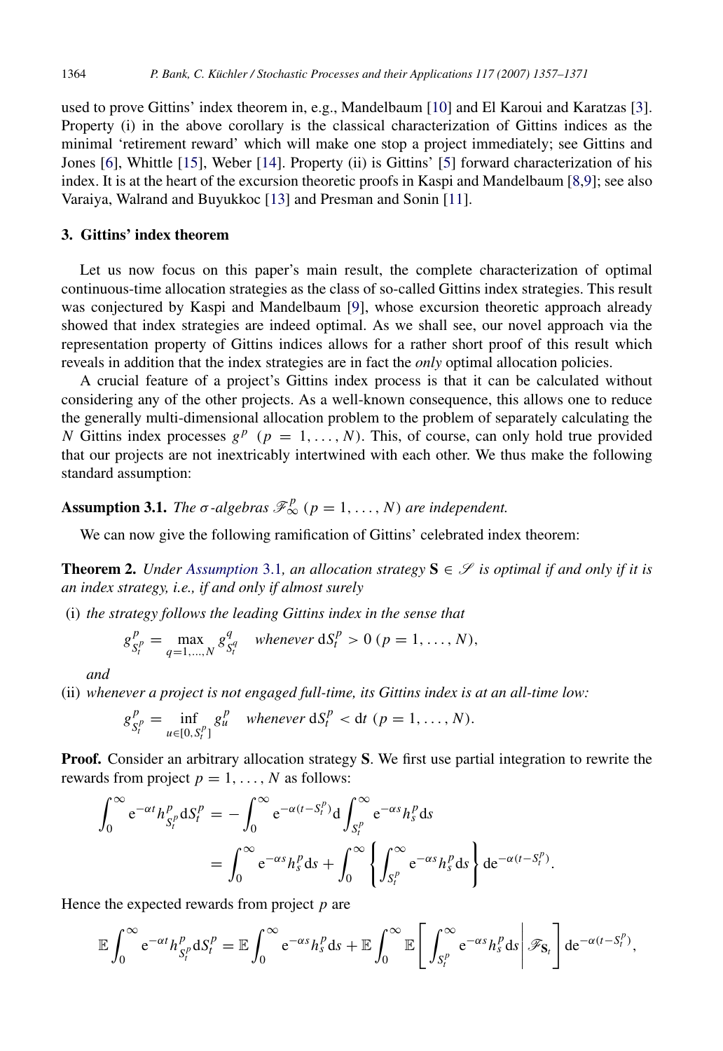used to prove Gittins' index theorem in, e.g., Mandelbaum [10] and El Karoui and Karatzas [3]. Property (i) in the above corollary is the classical characterization of Gittins indices as the minimal 'retirement reward' which will make one stop a project immediately; see Gittins and Jones [6], Whittle [15], Weber [14]. Property (ii) is Gittins' [5] forward characterization of his index. It is at the heart of the excursion theoretic proofs in Kaspi and Mandelbaum [8,9]; see also Varaiya, Walrand and Buyukkoc [13] and Presman and Sonin [11].

## 3. Gittins' index theorem

Let us now focus on this paper's main result, the complete characterization of optimal continuous-time allocation strategies as the class of so-called Gittins index strategies. This result was conjectured by Kaspi and Mandelbaum [9], whose excursion theoretic approach already showed that index strategies are indeed optimal. As we shall see, our novel approach via the representation property of Gittins indices allows for a rather short proof of this result which reveals in addition that the index strategies are in fact the *only* optimal allocation policies.

A crucial feature of a project's Gittins index process is that it can be calculated without considering any of the other projects. As a well-known consequence, this allows one to reduce the generally multi-dimensional allocation problem to the problem of separately calculating the $N$ Gittins index processes $g^p$ $(p = 1, \dots, N)$. This, of course, can only hold true provided that our projects are not inextricably intertwined with each other. We thus make the following standard assumption:

**Assumption 3.1.** *The $\sigma$-algebras $\mathscr{F}^p_\infty$ $(p = 1, \dots, N)$ are independent.*

We can now give the following ramification of Gittins' celebrated index theorem:

**Theorem 2.** *Under Assumption 3.1, an allocation strategy $\mathbf{S} \in \mathscr{S}$ is optimal if and only if it is an index strategy, i.e., if and only if almost surely*

(i) *the strategy follows the leading Gittins index in the sense that*

$$g^p_{S^p_t} = \max_{q=1,\dots,N} g^q_{S^q_t} \quad \text{whenever } \mathrm{d}S^p_t > 0 \; (p = 1, \dots, N),$$

*and*

(ii) *whenever a project is not engaged full-time, its Gittins index is at an all-time low:*

$$g^p_{S^p_t} = \inf_{u \in [0, S^p_t]} g^p_u \quad \text{whenever } \mathrm{d}S^p_t < \mathrm{d}t \; (p = 1, \dots, N).$$

**Proof.** Consider an arbitrary allocation strategy $\mathbf{S}$. We first use partial integration to rewrite the rewards from project $p = 1, \dots, N$ as follows:

$$\begin{aligned}
\int_0^\infty \mathrm{e}^{-\alpha t} h^p_{S^p_t} \mathrm{d}S^p_t &= -\int_0^\infty \mathrm{e}^{-\alpha(t - S^p_t)} \mathrm{d} \int_{S^p_t}^\infty \mathrm{e}^{-\alpha s} h^p_s \mathrm{d}s \\
&= \int_0^\infty \mathrm{e}^{-\alpha s} h^p_s \mathrm{d}s + \int_0^\infty \left\{ \int_{S^p_t}^\infty \mathrm{e}^{-\alpha s} h^p_s \mathrm{d}s \right\} \mathrm{d}\mathrm{e}^{-\alpha(t - S^p_t)}.
\end{aligned}$$

Hence the expected rewards from project $p$ are

$$\mathbb{E} \int_0^\infty \mathrm{e}^{-\alpha t} h^p_{S^p_t} \mathrm{d}S^p_t = \mathbb{E} \int_0^\infty \mathrm{e}^{-\alpha s} h^p_s \mathrm{d}s + \mathbb{E} \int_0^\infty \mathbb{E} \left[ \int_{S^p_t}^\infty \mathrm{e}^{-\alpha s} h^p_s \mathrm{d}s \,\middle|\, \mathscr{F}_{\mathbf{S}_t} \right] \mathrm{d}\mathrm{e}^{-\alpha(t - S^p_t)},$$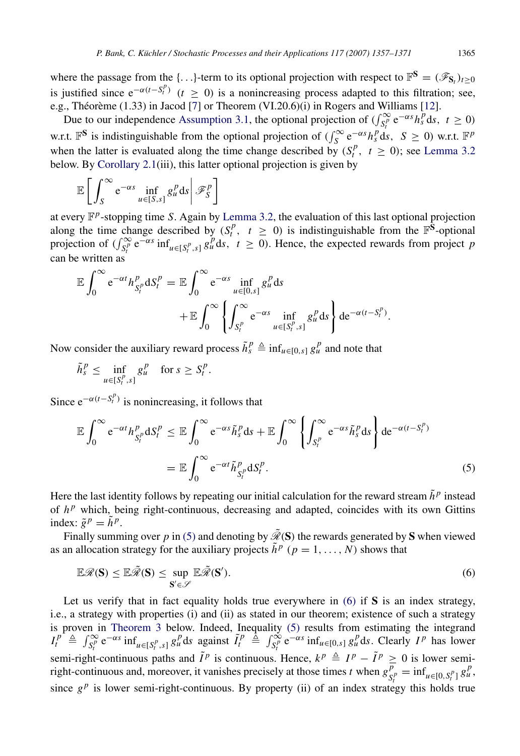where the passage from the $\{\ldots\}$-term to its optional projection with respect to $\mathbb{F}^{\mathbf{S}} = (\mathscr{F}_{\mathbf{S}_t})_{t\geq 0}$ is justified since $\mathrm{e}^{-\alpha(t-S_t^p)}$ $(t \geq 0)$ is a nonincreasing process adapted to this filtration; see, e.g., Théorème (1.33) in Jacod [7] or Theorem (VI.20.6)(i) in Rogers and Williams [12].

Due to our independence Assumption 3.1, the optional projection of $(\int_{S_t^p}^\infty \mathrm{e}^{-\alpha s} h_s^p \mathrm{d}s,\ t \geq 0)$ w.r.t. $\mathbb{F}^{\mathbf{S}}$ is indistinguishable from the optional projection of $(\int_S^\infty \mathrm{e}^{-\alpha s} h_s^p \mathrm{d}s,\ S \geq 0)$ w.r.t. $\mathbb{F}^p$ when the latter is evaluated along the time change described by $(S_t^p,\ t \geq 0)$; see Lemma 3.2 below. By Corollary 2.1(iii), this latter optional projection is given by

$$\mathbb{E}\left[\int_S^\infty \mathrm{e}^{-\alpha s} \inf_{u\in[S,s]} g_u^p \mathrm{d}s \,\middle|\, \mathscr{F}_S^p\right]$$

at every $\mathbb{F}^p$-stopping time $S$. Again by Lemma 3.2, the evaluation of this last optional projection along the time change described by $(S_t^p,\ t \geq 0)$ is indistinguishable from the $\mathbb{F}^{\mathbf{S}}$-optional projection of $(\int_{S_t^p}^\infty \mathrm{e}^{-\alpha s} \inf_{u\in[S_t^p,s]} g_u^p \mathrm{d}s,\ t \geq 0)$. Hence, the expected rewards from project $p$ can be written as

$$\mathbb{E}\int_0^\infty \mathrm{e}^{-\alpha t} h_{S_t^p}^p \mathrm{d}S_t^p = \mathbb{E}\int_0^\infty \mathrm{e}^{-\alpha s} \inf_{u\in[0,s]} g_u^p \mathrm{d}s + \mathbb{E}\int_0^\infty \left\{\int_{S_t^p}^\infty \mathrm{e}^{-\alpha s} \inf_{u\in[S_t^p,s]} g_u^p \mathrm{d}s\right\} \mathrm{d}\mathrm{e}^{-\alpha(t-S_t^p)}.$$

Now consider the auxiliary reward process $\tilde{h}_s^p \triangleq \inf_{u\in[0,s]} g_u^p$ and note that

$$\tilde{h}_s^p \leq \inf_{u\in[S_t^p,s]} g_u^p \quad \text{for } s \geq S_t^p.$$

Since $\mathrm{e}^{-\alpha(t-S_t^p)}$ is nonincreasing, it follows that

$$\begin{aligned}
\mathbb{E}\int_0^\infty \mathrm{e}^{-\alpha t} h_{S_t^p}^p \mathrm{d}S_t^p &\leq \mathbb{E}\int_0^\infty \mathrm{e}^{-\alpha s} \tilde{h}_s^p \mathrm{d}s + \mathbb{E}\int_0^\infty \left\{\int_{S_t^p}^\infty \mathrm{e}^{-\alpha s} \tilde{h}_s^p \mathrm{d}s\right\} \mathrm{d}\mathrm{e}^{-\alpha(t-S_t^p)} \\
&= \mathbb{E}\int_0^\infty \mathrm{e}^{-\alpha t} \tilde{h}_{S_t^p}^p \mathrm{d}S_t^p. \qquad (5)
\end{aligned}$$

Here the last identity follows by repeating our initial calculation for the reward stream $\tilde{h}^p$ instead of $h^p$ which, being right-continuous, decreasing and adapted, coincides with its own Gittins index: $\tilde{g}^p = \tilde{h}^p$.

Finally summing over $p$ in (5) and denoting by $\tilde{\mathscr{R}}(\mathbf{S})$ the rewards generated by $\mathbf{S}$ when viewed as an allocation strategy for the auxiliary projects $\tilde{h}^p$ $(p = 1, \ldots, N)$ shows that

$$\mathbb{E}\mathscr{R}(\mathbf{S}) \leq \mathbb{E}\tilde{\mathscr{R}}(\mathbf{S}) \leq \sup_{\mathbf{S}'\in\mathscr{S}} \mathbb{E}\tilde{\mathscr{R}}(\mathbf{S}'). \qquad (6)$$

Let us verify that in fact equality holds true everywhere in (6) if $\mathbf{S}$ is an index strategy, i.e., a strategy with properties (i) and (ii) as stated in our theorem; existence of such a strategy is proven in Theorem 3 below. Indeed, Inequality (5) results from estimating the integrand $I_t^p \triangleq \int_{S_t^p}^\infty \mathrm{e}^{-\alpha s} \inf_{u\in[S_t^p,s]} g_u^p \mathrm{d}s$ against $\tilde{I}_t^p \triangleq \int_{S_t^p}^\infty \mathrm{e}^{-\alpha s} \inf_{u\in[0,s]} g_u^p \mathrm{d}s$. Clearly $I^p$ has lower semi-right-continuous paths and $\tilde{I}^p$ is continuous. Hence, $k^p \triangleq I^p - \tilde{I}^p \geq 0$ is lower semi-right-continuous and, moreover, it vanishes precisely at those times $t$ when $g_{S_t^p}^p = \inf_{u\in[0,S_t^p]} g_u^p$, since $g^p$ is lower semi-right-continuous. By property (ii) of an index strategy this holds true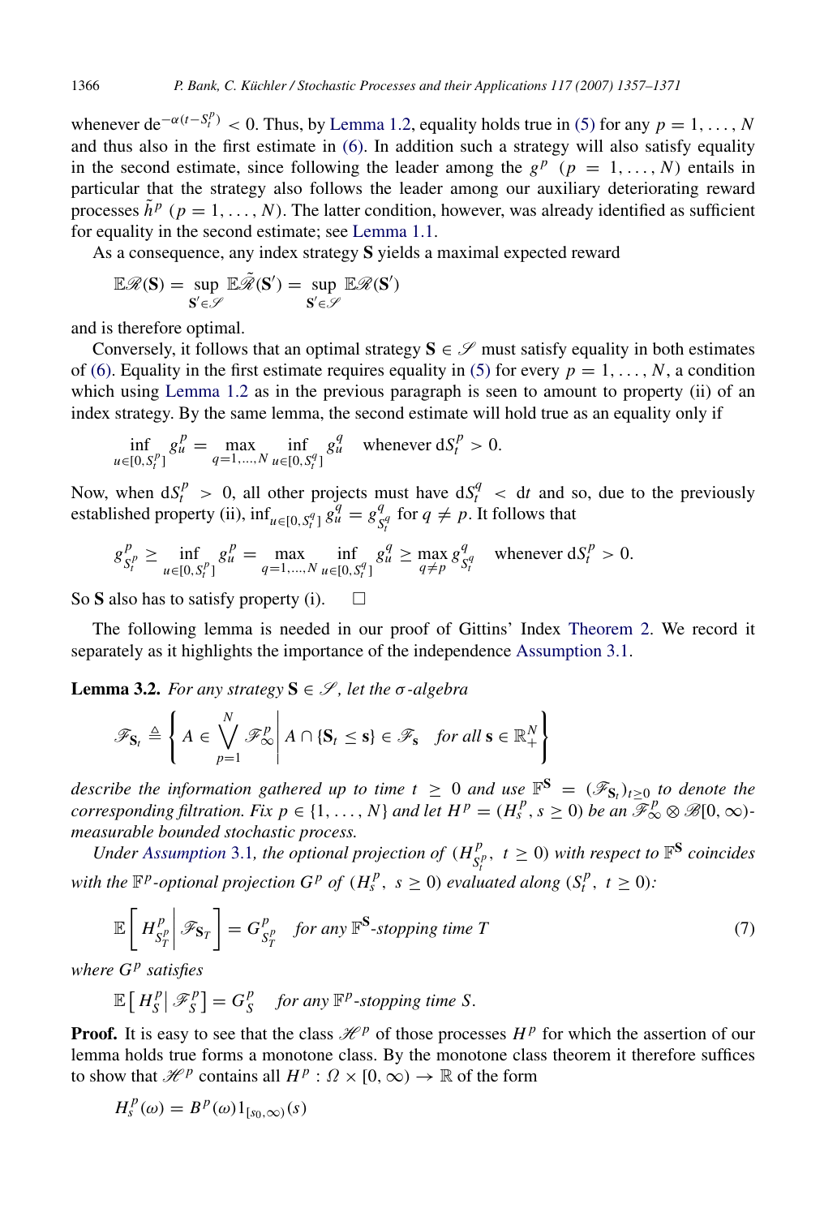whenever $de^{-\alpha(t-S_t^p)} < 0$. Thus, by Lemma 1.2, equality holds true in (5) for any $p = 1, \ldots, N$ and thus also in the first estimate in (6). In addition such a strategy will also satisfy equality in the second estimate, since following the leader among the $g^p$ $(p = 1, \ldots, N)$ entails in particular that the strategy also follows the leader among our auxiliary deteriorating reward processes $\tilde{h}^p$ $(p = 1, \ldots, N)$. The latter condition, however, was already identified as sufficient for equality in the second estimate; see Lemma 1.1.

As a consequence, any index strategy $\mathbf{S}$ yields a maximal expected reward

$$\mathbb{E}\mathscr{R}(\mathbf{S}) = \sup_{\mathbf{S}' \in \mathscr{S}} \mathbb{E}\tilde{\mathscr{R}}(\mathbf{S}') = \sup_{\mathbf{S}' \in \mathscr{S}} \mathbb{E}\mathscr{R}(\mathbf{S}')$$

and is therefore optimal.

Conversely, it follows that an optimal strategy $\mathbf{S} \in \mathscr{S}$ must satisfy equality in both estimates of (6). Equality in the first estimate requires equality in (5) for every $p = 1, \ldots, N$, a condition which using Lemma 1.2 as in the previous paragraph is seen to amount to property (ii) of an index strategy. By the same lemma, the second estimate will hold true as an equality only if

$$\inf_{u \in [0, S_t^p]} g_u^p = \max_{q=1,\ldots,N} \inf_{u \in [0, S_t^q]} g_u^q \quad \text{whenever } dS_t^p > 0.$$

Now, when $dS_t^p > 0$, all other projects must have $dS_t^q < dt$ and so, due to the previously established property (ii), $\inf_{u \in [0, S_t^q]} g_u^q = g_{S_t^q}^q$ for $q \neq p$. It follows that

$$g_{S_t^p}^p \geq \inf_{u \in [0, S_t^p]} g_u^p = \max_{q=1,\ldots,N} \inf_{u \in [0, S_t^q]} g_u^q \geq \max_{q \neq p} g_{S_t^q}^q \quad \text{whenever } dS_t^p > 0.$$

So $\mathbf{S}$ also has to satisfy property (i). $\square$

The following lemma is needed in our proof of Gittins' Index Theorem 2. We record it separately as it highlights the importance of the independence Assumption 3.1.

**Lemma 3.2.** *For any strategy $\mathbf{S} \in \mathscr{S}$, let the $\sigma$-algebra*

$$\mathscr{F}_{\mathbf{S}_t} \triangleq \left\{ A \in \bigvee_{p=1}^N \mathscr{F}_\infty^p \,\middle|\, A \cap \{\mathbf{S}_t \leq \mathbf{s}\} \in \mathscr{F}_\mathbf{s} \quad \text{for all } \mathbf{s} \in \mathbb{R}_+^N \right\}$$

*describe the information gathered up to time $t \geq 0$ and use $\mathbb{F}^\mathbf{S} = (\mathscr{F}_{\mathbf{S}_t})_{t \geq 0}$ to denote the corresponding filtration. Fix $p \in \{1, \ldots, N\}$ and let $H^p = (H_s^p, s \geq 0)$ be an $\mathscr{F}_\infty^p \otimes \mathscr{B}[0,\infty)$-measurable bounded stochastic process.*

*Under Assumption 3.1, the optional projection of $(H_{S_t^p}^p,\ t \geq 0)$ with respect to $\mathbb{F}^\mathbf{S}$ coincides with the $\mathbb{F}^p$-optional projection $G^p$ of $(H_s^p,\ s \geq 0)$ evaluated along $(S_t^p,\ t \geq 0)$:*

$$\mathbb{E}\left[ H_{S_T^p}^p \,\middle|\, \mathscr{F}_{\mathbf{S}_T} \right] = G_{S_T^p}^p \quad \text{for any } \mathbb{F}^\mathbf{S}\text{-stopping time } T \tag{7}$$

*where $G^p$ satisfies*

$$\mathbb{E}\left[ H_S^p \,\middle|\, \mathscr{F}_S^p \right] = G_S^p \quad \text{for any } \mathbb{F}^p\text{-stopping time } S.$$

**Proof.** It is easy to see that the class $\mathscr{H}^p$ of those processes $H^p$ for which the assertion of our lemma holds true forms a monotone class. By the monotone class theorem it therefore suffices to show that $\mathscr{H}^p$ contains all $H^p : \Omega \times [0, \infty) \to \mathbb{R}$ of the form

$$H_s^p(\omega) = B^p(\omega) 1_{[s_0, \infty)}(s)$$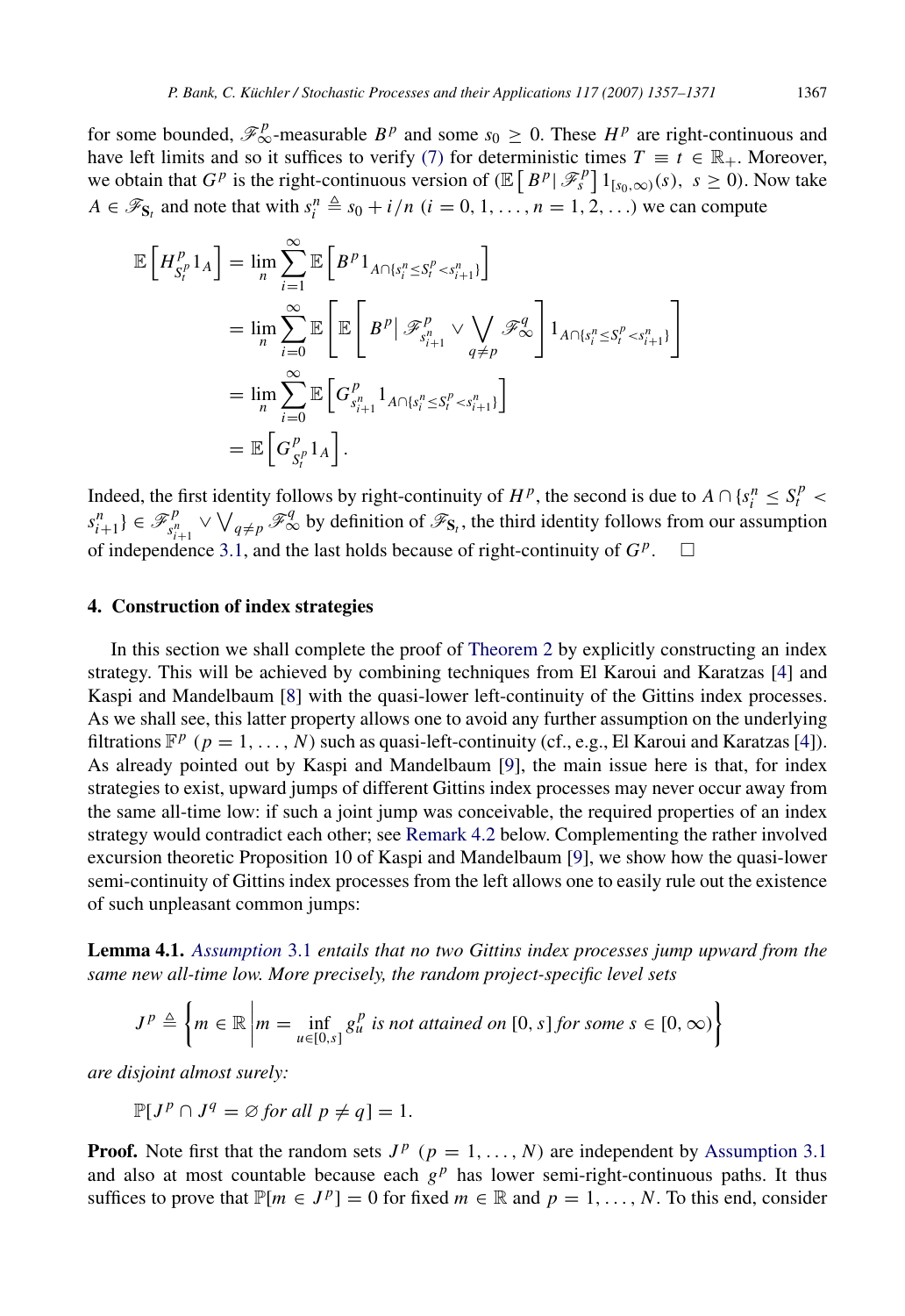for some bounded, $\mathscr{F}^p_\infty$-measurable $B^p$ and some $s_0 \geq 0$. These $H^p$ are right-continuous and have left limits and so it suffices to verify (7) for deterministic times $T \equiv t \in \mathbb{R}_+$. Moreover, we obtain that $G^p$ is the right-continuous version of $(\mathbb{E}\left[B^p \middle| \mathscr{F}^p_s\right] 1_{[s_0,\infty)}(s),\ s \geq 0)$. Now take $A \in \mathscr{F}_{\mathbf{S}_t}$ and note that with $s^n_i \triangleq s_0 + i/n$ $(i = 0, 1, \ldots, n = 1, 2, \ldots)$ we can compute

$$
\begin{aligned}
\mathbb{E}\left[H^p_{S^p_t} 1_A\right] &= \lim_n \sum_{i=1}^{\infty} \mathbb{E}\left[B^p 1_{A \cap \{s^n_i \leq S^p_t < s^n_{i+1}\}}\right] \\
&= \lim_n \sum_{i=0}^{\infty} \mathbb{E}\left[\mathbb{E}\left[B^p \middle| \mathscr{F}^p_{s^n_{i+1}} \vee \bigvee_{q \neq p} \mathscr{F}^q_\infty\right] 1_{A \cap \{s^n_i \leq S^p_t < s^n_{i+1}\}}\right] \\
&= \lim_n \sum_{i=0}^{\infty} \mathbb{E}\left[G^p_{s^n_{i+1}} 1_{A \cap \{s^n_i \leq S^p_t < s^n_{i+1}\}}\right] \\
&= \mathbb{E}\left[G^p_{S^p_t} 1_A\right].
\end{aligned}
$$

Indeed, the first identity follows by right-continuity of $H^p$, the second is due to $A \cap \{s^n_i \leq S^p_t < s^n_{i+1}\} \in \mathscr{F}^p_{s^n_{i+1}} \vee \bigvee_{q \neq p} \mathscr{F}^q_\infty$ by definition of $\mathscr{F}_{\mathbf{S}_t}$, the third identity follows from our assumption of independence 3.1, and the last holds because of right-continuity of $G^p$. $\square$

## 4. Construction of index strategies

In this section we shall complete the proof of Theorem 2 by explicitly constructing an index strategy. This will be achieved by combining techniques from El Karoui and Karatzas [4] and Kaspi and Mandelbaum [8] with the quasi-lower left-continuity of the Gittins index processes. As we shall see, this latter property allows one to avoid any further assumption on the underlying filtrations $\mathbb{F}^p$ $(p = 1, \ldots, N)$ such as quasi-left-continuity (cf., e.g., El Karoui and Karatzas [4]). As already pointed out by Kaspi and Mandelbaum [9], the main issue here is that, for index strategies to exist, upward jumps of different Gittins index processes may never occur away from the same all-time low: if such a joint jump was conceivable, the required properties of an index strategy would contradict each other; see Remark 4.2 below. Complementing the rather involved excursion theoretic Proposition 10 of Kaspi and Mandelbaum [9], we show how the quasi-lower semi-continuity of Gittins index processes from the left allows one to easily rule out the existence of such unpleasant common jumps:

**Lemma 4.1.** *Assumption 3.1 entails that no two Gittins index processes jump upward from the same new all-time low. More precisely, the random project-specific level sets*

$$
J^p \triangleq \left\{ m \in \mathbb{R} \,\middle|\, m = \inf_{u \in [0,s]} g^p_u \text{ is not attained on } [0,s] \text{ for some } s \in [0,\infty) \right\}
$$

*are disjoint almost surely:*

$$
\mathbb{P}[J^p \cap J^q = \varnothing \text{ for all } p \neq q] = 1.
$$

**Proof.** Note first that the random sets $J^p$ $(p = 1, \ldots, N)$ are independent by Assumption 3.1 and also at most countable because each $g^p$ has lower semi-right-continuous paths. It thus suffices to prove that $\mathbb{P}[m \in J^p] = 0$ for fixed $m \in \mathbb{R}$ and $p = 1, \ldots, N$. To this end, consider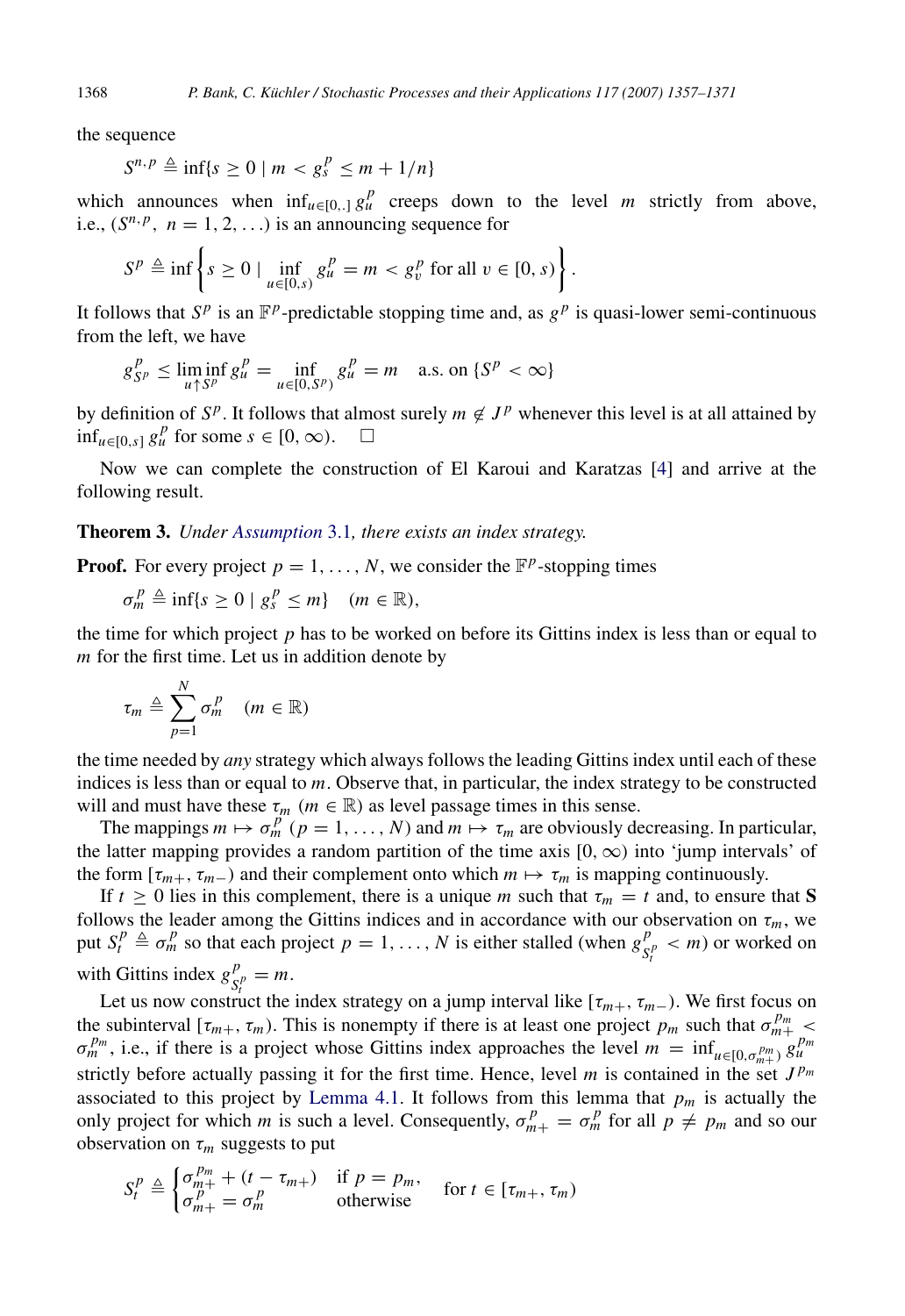the sequence

$$S^{n,p} \triangleq \inf\{s \geq 0 \mid m < g_s^p \leq m + 1/n\}$$

which announces when $\inf_{u \in [0,.]} g_u^p$ creeps down to the level $m$ strictly from above, i.e., $(S^{n,p},\ n = 1, 2, \ldots)$ is an announcing sequence for

$$S^p \triangleq \inf\left\{ s \geq 0 \mid \inf_{u \in [0,s)} g_u^p = m < g_v^p \text{ for all } v \in [0, s) \right\}.$$

It follows that $S^p$ is an $\mathbb{F}^p$-predictable stopping time and, as $g^p$ is quasi-lower semi-continuous from the left, we have

$$g_{S^p}^p \leq \liminf_{u \uparrow S^p} g_u^p = \inf_{u \in [0,S^p)} g_u^p = m \quad \text{a.s. on } \{S^p < \infty\}$$

by definition of $S^p$. It follows that almost surely $m \notin J^p$ whenever this level is at all attained by $\inf_{u \in [0,s]} g_u^p$ for some $s \in [0, \infty)$. $\square$

Now we can complete the construction of El Karoui and Karatzas [4] and arrive at the following result.

**Theorem 3.** *Under Assumption 3.1, there exists an index strategy.*

**Proof.** For every project $p = 1, \ldots, N$, we consider the $\mathbb{F}^p$-stopping times

$$\sigma_m^p \triangleq \inf\{s \geq 0 \mid g_s^p \leq m\} \quad (m \in \mathbb{R}),$$

the time for which project $p$ has to be worked on before its Gittins index is less than or equal to $m$ for the first time. Let us in addition denote by

$$\tau_m \triangleq \sum_{p=1}^{N} \sigma_m^p \quad (m \in \mathbb{R})$$

the time needed by *any* strategy which always follows the leading Gittins index until each of these indices is less than or equal to $m$. Observe that, in particular, the index strategy to be constructed will and must have these $\tau_m$ $(m \in \mathbb{R})$ as level passage times in this sense.

The mappings $m \mapsto \sigma_m^p$ $(p = 1, \ldots, N)$ and $m \mapsto \tau_m$ are obviously decreasing. In particular, the latter mapping provides a random partition of the time axis $[0, \infty)$ into 'jump intervals' of the form $[\tau_{m+}, \tau_{m-})$ and their complement onto which $m \mapsto \tau_m$ is mapping continuously.

If $t \geq 0$ lies in this complement, there is a unique $m$ such that $\tau_m = t$ and, to ensure that $\mathbf{S}$ follows the leader among the Gittins indices and in accordance with our observation on $\tau_m$, we put $S_t^p \triangleq \sigma_m^p$ so that each project $p = 1, \ldots, N$ is either stalled (when $g_{S_t^p}^p < m$) or worked on with Gittins index $g_{S_t^p}^p = m$.

Let us now construct the index strategy on a jump interval like $[\tau_{m+}, \tau_{m-})$. We first focus on the subinterval $[\tau_{m+}, \tau_m)$. This is nonempty if there is at least one project $p_m$ such that $\sigma_{m+}^{p_m} < \sigma_m^{p_m}$, i.e., if there is a project whose Gittins index approaches the level $m = \inf_{u \in [0, \sigma_{m+}^{p_m})} g_u^{p_m}$ strictly before actually passing it for the first time. Hence, level $m$ is contained in the set $J^{p_m}$ associated to this project by Lemma 4.1. It follows from this lemma that $p_m$ is actually the only project for which $m$ is such a level. Consequently, $\sigma_{m+}^p = \sigma_m^p$ for all $p \neq p_m$ and so our observation on $\tau_m$ suggests to put

$$S_t^p \triangleq \begin{cases} \sigma_{m+}^{p_m} + (t - \tau_{m+}) & \text{if } p = p_m, \\ \sigma_{m+}^p = \sigma_m^p & \text{otherwise} \end{cases} \quad \text{for } t \in [\tau_{m+}, \tau_m)$$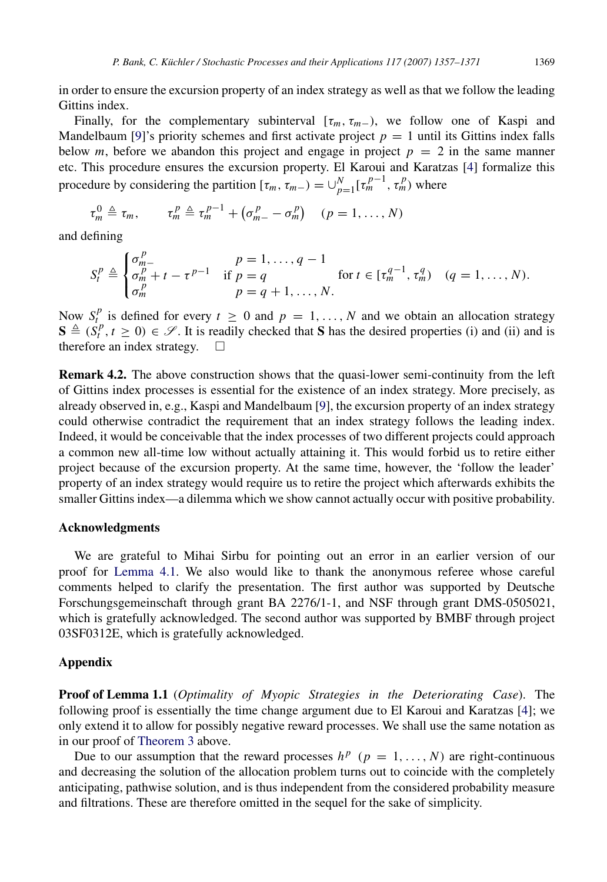in order to ensure the excursion property of an index strategy as well as that we follow the leading Gittins index.

Finally, for the complementary subinterval $[\tau_m, \tau_{m-})$, we follow one of Kaspi and Mandelbaum [9]'s priority schemes and first activate project $p = 1$ until its Gittins index falls below $m$, before we abandon this project and engage in project $p = 2$ in the same manner etc. This procedure ensures the excursion property. El Karoui and Karatzas [4] formalize this procedure by considering the partition $[\tau_m, \tau_{m-}) = \cup_{p=1}^{N} [\tau_m^{p-1}, \tau_m^p)$ where

$$\tau_m^0 \triangleq \tau_m, \qquad \tau_m^p \triangleq \tau_m^{p-1} + \left(\sigma_{m-}^p - \sigma_m^p\right) \quad (p = 1, \ldots, N)$$

and defining

$$S_t^p \triangleq \begin{cases} \sigma_{m-}^p & p = 1, \ldots, q-1 \\ \sigma_m^p + t - \tau^{p-1} & \text{if } p = q \\ \sigma_m^p & p = q+1, \ldots, N. \end{cases} \quad \text{for } t \in [\tau_m^{q-1}, \tau_m^q) \quad (q = 1, \ldots, N).$$

Now $S_t^p$ is defined for every $t \geq 0$ and $p = 1, \ldots, N$ and we obtain an allocation strategy $\mathbf{S} \triangleq (S_t^p, t \geq 0) \in \mathscr{S}$. It is readily checked that $\mathbf{S}$ has the desired properties (i) and (ii) and is therefore an index strategy. $\square$

**Remark 4.2.** The above construction shows that the quasi-lower semi-continuity from the left of Gittins index processes is essential for the existence of an index strategy. More precisely, as already observed in, e.g., Kaspi and Mandelbaum [9], the excursion property of an index strategy could otherwise contradict the requirement that an index strategy follows the leading index. Indeed, it would be conceivable that the index processes of two different projects could approach a common new all-time low without actually attaining it. This would forbid us to retire either project because of the excursion property. At the same time, however, the 'follow the leader' property of an index strategy would require us to retire the project which afterwards exhibits the smaller Gittins index—a dilemma which we show cannot actually occur with positive probability.

## Acknowledgments

We are grateful to Mihai Sirbu for pointing out an error in an earlier version of our proof for Lemma 4.1. We also would like to thank the anonymous referee whose careful comments helped to clarify the presentation. The first author was supported by Deutsche Forschungsgemeinschaft through grant BA 2276/1-1, and NSF through grant DMS-0505021, which is gratefully acknowledged. The second author was supported by BMBF through project 03SF0312E, which is gratefully acknowledged.

## Appendix

**Proof of Lemma 1.1** (*Optimality of Myopic Strategies in the Deteriorating Case*). The following proof is essentially the time change argument due to El Karoui and Karatzas [4]; we only extend it to allow for possibly negative reward processes. We shall use the same notation as in our proof of Theorem 3 above.

Due to our assumption that the reward processes $h^p$ $(p = 1, \ldots, N)$ are right-continuous and decreasing the solution of the allocation problem turns out to coincide with the completely anticipating, pathwise solution, and is thus independent from the considered probability measure and filtrations. These are therefore omitted in the sequel for the sake of simplicity.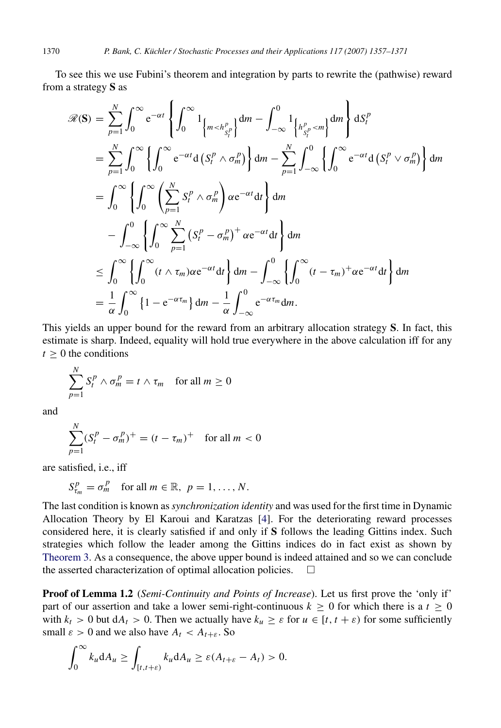To see this we use Fubini's theorem and integration by parts to rewrite the (pathwise) reward from a strategy $\mathbf{S}$ as

$$
\begin{aligned}
\mathscr{R}(\mathbf{S}) &= \sum_{p=1}^{N} \int_0^\infty \mathrm{e}^{-\alpha t} \left\{ \int_0^\infty 1_{\left\{m < h^p_{S^p_t}\right\}} \mathrm{d}m - \int_{-\infty}^0 1_{\left\{h^p_{S^p_t} < m\right\}} \mathrm{d}m \right\} \mathrm{d}S^p_t \\
&= \sum_{p=1}^{N} \int_0^\infty \left\{ \int_0^\infty \mathrm{e}^{-\alpha t} \mathrm{d}\left(S^p_t \wedge \sigma^p_m\right) \right\} \mathrm{d}m - \sum_{p=1}^{N} \int_{-\infty}^0 \left\{ \int_0^\infty \mathrm{e}^{-\alpha t} \mathrm{d}\left(S^p_t \vee \sigma^p_m\right) \right\} \mathrm{d}m \\
&= \int_0^\infty \left\{ \int_0^\infty \left( \sum_{p=1}^{N} S^p_t \wedge \sigma^p_m \right) \alpha \mathrm{e}^{-\alpha t} \mathrm{d}t \right\} \mathrm{d}m \\
&\quad - \int_{-\infty}^0 \left\{ \int_0^\infty \sum_{p=1}^{N} \left(S^p_t - \sigma^p_m\right)^+ \alpha \mathrm{e}^{-\alpha t} \mathrm{d}t \right\} \mathrm{d}m \\
&\le \int_0^\infty \left\{ \int_0^\infty (t \wedge \tau_m) \alpha \mathrm{e}^{-\alpha t} \mathrm{d}t \right\} \mathrm{d}m - \int_{-\infty}^0 \left\{ \int_0^\infty (t - \tau_m)^+ \alpha \mathrm{e}^{-\alpha t} \mathrm{d}t \right\} \mathrm{d}m \\
&= \frac{1}{\alpha} \int_0^\infty \left\{ 1 - \mathrm{e}^{-\alpha \tau_m} \right\} \mathrm{d}m - \frac{1}{\alpha} \int_{-\infty}^0 \mathrm{e}^{-\alpha \tau_m} \mathrm{d}m.
\end{aligned}
$$

This yields an upper bound for the reward from an arbitrary allocation strategy $\mathbf{S}$. In fact, this estimate is sharp. Indeed, equality will hold true everywhere in the above calculation iff for any $t \ge 0$ the conditions

$$
\sum_{p=1}^{N} S^p_t \wedge \sigma^p_m = t \wedge \tau_m \quad \text{for all } m \ge 0
$$

and

$$
\sum_{p=1}^{N} (S^p_t - \sigma^p_m)^+ = (t - \tau_m)^+ \quad \text{for all } m < 0
$$

are satisfied, i.e., iff

$$
S^p_{\tau_m} = \sigma^p_m \quad \text{for all } m \in \mathbb{R},\ p = 1, \ldots, N.
$$

The last condition is known as *synchronization identity* and was used for the first time in Dynamic Allocation Theory by El Karoui and Karatzas [4]. For the deteriorating reward processes considered here, it is clearly satisfied if and only if $\mathbf{S}$ follows the leading Gittins index. Such strategies which follow the leader among the Gittins indices do in fact exist as shown by Theorem 3. As a consequence, the above upper bound is indeed attained and so we can conclude the asserted characterization of optimal allocation policies. $\square$

**Proof of Lemma 1.2** (*Semi-Continuity and Points of Increase*). Let us first prove the 'only if' part of our assertion and take a lower semi-right-continuous $k \ge 0$ for which there is a $t \ge 0$ with $k_t > 0$ but $\mathrm{d}A_t > 0$. Then we actually have $k_u \ge \varepsilon$ for $u \in [t, t + \varepsilon)$ for some sufficiently small $\varepsilon > 0$ and we also have $A_t < A_{t+\varepsilon}$. So

$$
\int_0^\infty k_u \mathrm{d}A_u \ge \int_{[t,t+\varepsilon)} k_u \mathrm{d}A_u \ge \varepsilon(A_{t+\varepsilon} - A_t) > 0.
$$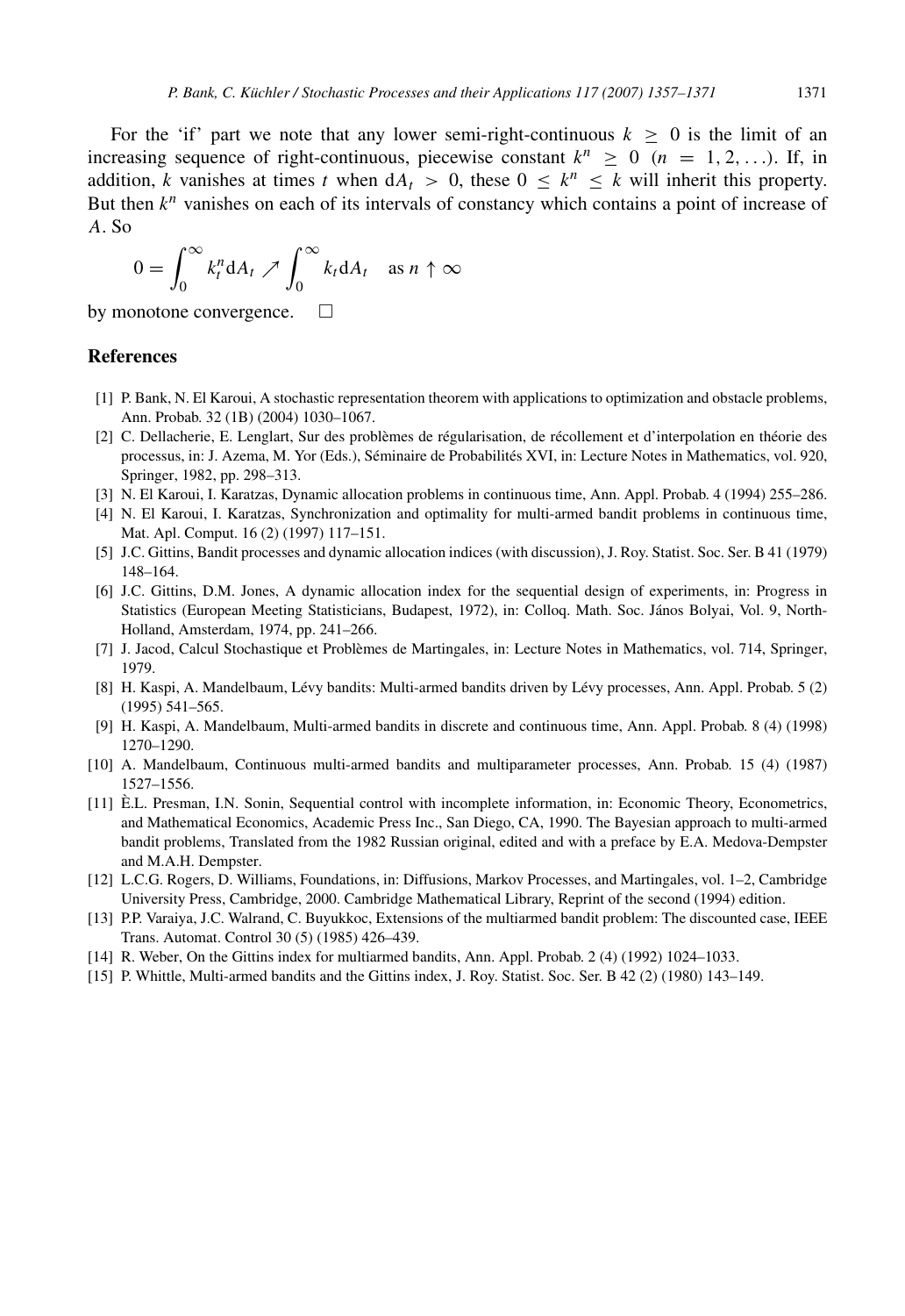For the 'if' part we note that any lower semi-right-continuous $k \geq 0$ is the limit of an increasing sequence of right-continuous, piecewise constant $k^n \geq 0$ ($n = 1, 2, \ldots$). If, in addition, $k$ vanishes at times $t$ when $\mathrm{d}A_t > 0$, these $0 \leq k^n \leq k$ will inherit this property. But then $k^n$ vanishes on each of its intervals of constancy which contains a point of increase of $A$. So

$$0 = \int_0^\infty k_t^n \mathrm{d}A_t \nearrow \int_0^\infty k_t \mathrm{d}A_t \quad \text{as } n \uparrow \infty$$

by monotone convergence. $\square$

## References

[1] P. Bank, N. El Karoui, A stochastic representation theorem with applications to optimization and obstacle problems, Ann. Probab. 32 (1B) (2004) 1030–1067.

[2] C. Dellacherie, E. Lenglart, Sur des problèmes de régularisation, de récollement et d'interpolation en théorie des processus, in: J. Azema, M. Yor (Eds.), Séminaire de Probabilités XVI, in: Lecture Notes in Mathematics, vol. 920, Springer, 1982, pp. 298–313.

[3] N. El Karoui, I. Karatzas, Dynamic allocation problems in continuous time, Ann. Appl. Probab. 4 (1994) 255–286.

[4] N. El Karoui, I. Karatzas, Synchronization and optimality for multi-armed bandit problems in continuous time, Mat. Apl. Comput. 16 (2) (1997) 117–151.

[5] J.C. Gittins, Bandit processes and dynamic allocation indices (with discussion), J. Roy. Statist. Soc. Ser. B 41 (1979) 148–164.

[6] J.C. Gittins, D.M. Jones, A dynamic allocation index for the sequential design of experiments, in: Progress in Statistics (European Meeting Statisticians, Budapest, 1972), in: Colloq. Math. Soc. János Bolyai, Vol. 9, North-Holland, Amsterdam, 1974, pp. 241–266.

[7] J. Jacod, Calcul Stochastique et Problèmes de Martingales, in: Lecture Notes in Mathematics, vol. 714, Springer, 1979.

[8] H. Kaspi, A. Mandelbaum, Lévy bandits: Multi-armed bandits driven by Lévy processes, Ann. Appl. Probab. 5 (2) (1995) 541–565.

[9] H. Kaspi, A. Mandelbaum, Multi-armed bandits in discrete and continuous time, Ann. Appl. Probab. 8 (4) (1998) 1270–1290.

[10] A. Mandelbaum, Continuous multi-armed bandits and multiparameter processes, Ann. Probab. 15 (4) (1987) 1527–1556.

[11] È.L. Presman, I.N. Sonin, Sequential control with incomplete information, in: Economic Theory, Econometrics, and Mathematical Economics, Academic Press Inc., San Diego, CA, 1990. The Bayesian approach to multi-armed bandit problems, Translated from the 1982 Russian original, edited and with a preface by E.A. Medova-Dempster and M.A.H. Dempster.

[12] L.C.G. Rogers, D. Williams, Foundations, in: Diffusions, Markov Processes, and Martingales, vol. 1–2, Cambridge University Press, Cambridge, 2000. Cambridge Mathematical Library, Reprint of the second (1994) edition.

[13] P.P. Varaiya, J.C. Walrand, C. Buyukkoc, Extensions of the multiarmed bandit problem: The discounted case, IEEE Trans. Automat. Control 30 (5) (1985) 426–439.

[14] R. Weber, On the Gittins index for multiarmed bandits, Ann. Appl. Probab. 2 (4) (1992) 1024–1033.

[15] P. Whittle, Multi-armed bandits and the Gittins index, J. Roy. Statist. Soc. Ser. B 42 (2) (1980) 143–149.